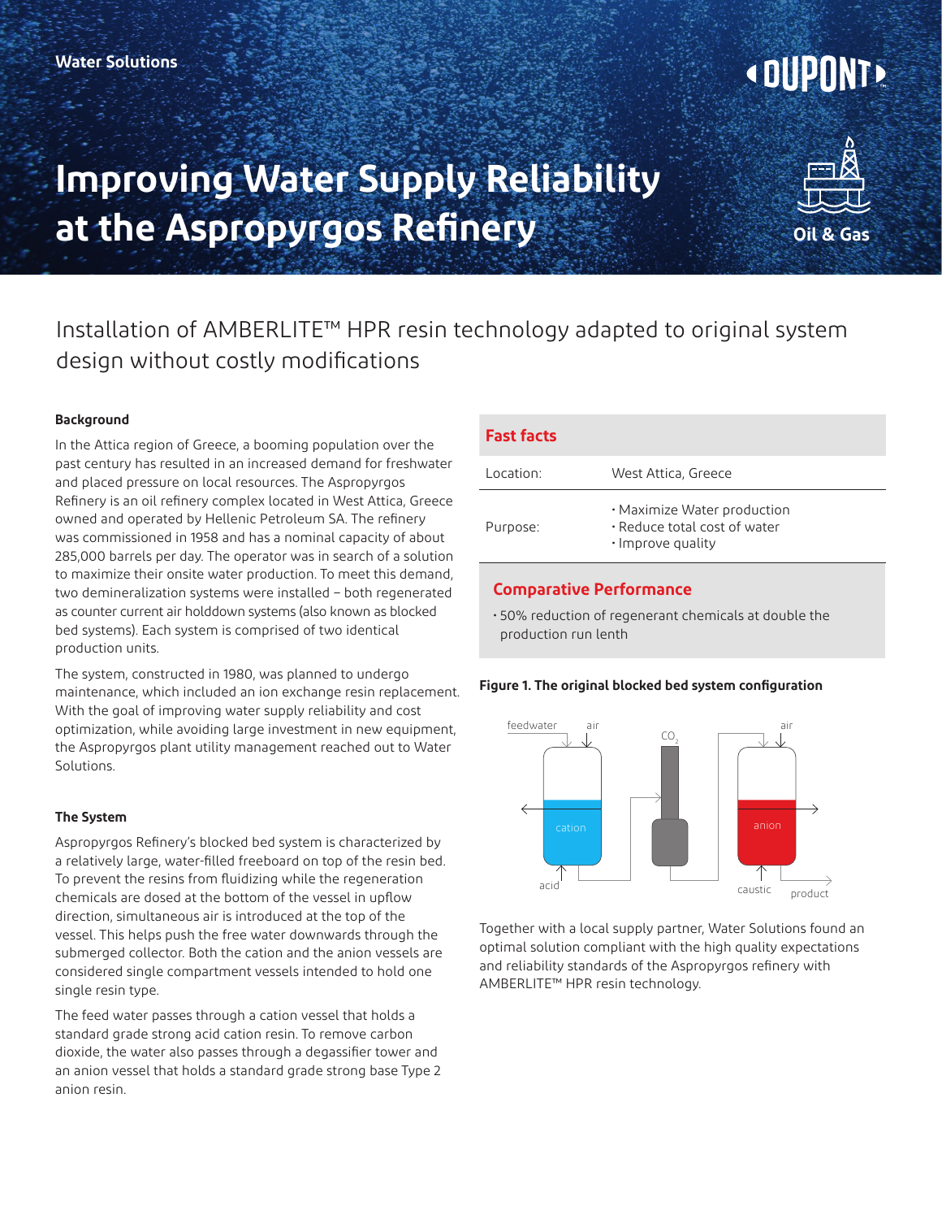Water Solutions

# Improving Water Supply Reliability at the Aspropyrgos Refinery

Oil & Gas

## Installation of AMBERLITE™ HPR resin technology adapted to original system design without costly modifications

### Background

In the Attica region of Greece, a booming population over the past century has resulted in an increased demand for freshwater and placed pressure on local resources. The Aspropyrgos Refinery is an oil refinery complex located in West Attica, Greece owned and operated by Hellenic Petroleum SA. The refinery was commissioned in 1958 and has a nominal capacity of about 285,000 barrels per day. The operator was in search of a solution to maximize their onsite water production. To meet this demand, two demineralization systems were installed – both regenerated as counter current air holddown systems (also known as blocked bed systems). Each system is comprised of two identical production units.

The system, constructed in 1980, was planned to undergo maintenance, which included an ion exchange resin replacement. With the goal of improving water supply reliability and cost optimization, while avoiding large investment in new equipment, the Aspropyrgos plant utility management reached out to Water Solutions.

### The System

Aspropyrgos Refinery's blocked bed system is characterized by a relatively large, water-filled freeboard on top of the resin bed. To prevent the resins from fluidizing while the regeneration chemicals are dosed at the bottom of the vessel in upflow direction, simultaneous air is introduced at the top of the vessel. This helps push the free water downwards through the submerged collector. Both the cation and the anion vessels are considered single compartment vessels intended to hold one single resin type.

The feed water passes through a cation vessel that holds a standard grade strong acid cation resin. To remove carbon dioxide, the water also passes through a degassifier tower and an anion vessel that holds a standard grade strong base Type 2 anion resin.

### Fast facts

| | |
|---|---|
| Location: | West Attica, Greece |
| Purpose: | • Maximize Water production<br>• Reduce total cost of water<br>• Improve quality |

### Comparative Performance

• 50% reduction of regenerant chemicals at double the production run lenth

**Figure 1. The original blocked bed system configuration**

feedwater, air, cation, acid, $CO_2$, air, anion, caustic, product

Together with a local supply partner, Water Solutions found an optimal solution compliant with the high quality expectations and reliability standards of the Aspropyrgos refinery with AMBERLITE™ HPR resin technology.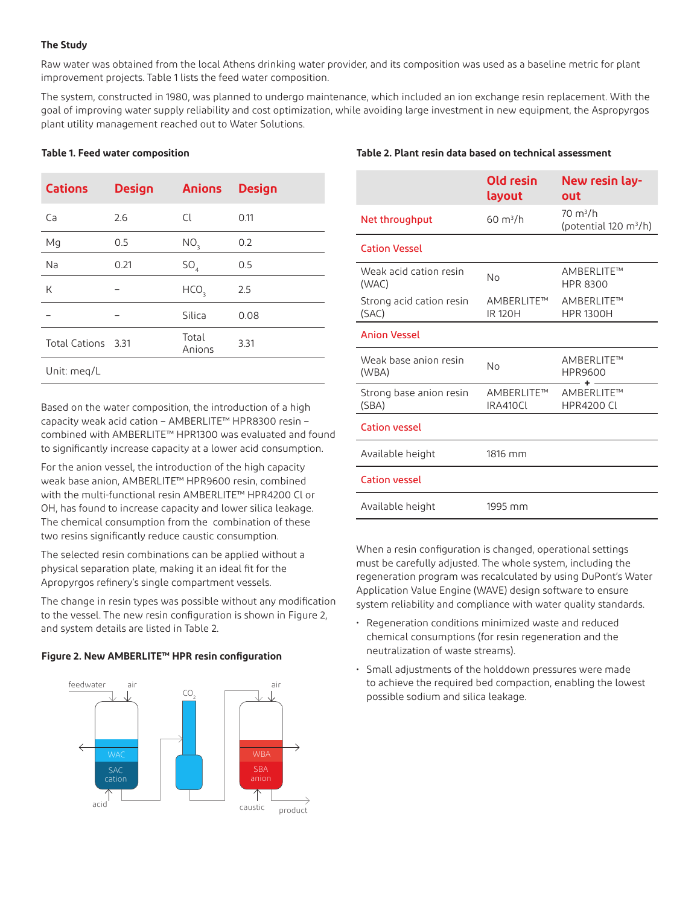**The Study**

Raw water was obtained from the local Athens drinking water provider, and its composition was used as a baseline metric for plant improvement projects. Table 1 lists the feed water composition.

The system, constructed in 1980, was planned to undergo maintenance, which included an ion exchange resin replacement. With the goal of improving water supply reliability and cost optimization, while avoiding large investment in new equipment, the Aspropyrgos plant utility management reached out to Water Solutions.

**Table 1. Feed water composition**

| Cations | Design | Anions | Design |
|---|---|---|---|
| Ca | 2.6 | Cl | 0.11 |
| Mg | 0.5 | $NO_3$ | 0.2 |
| Na | 0.21 | $SO_4$ | 0.5 |
| K | – | $HCO_3$ | 2.5 |
| – | – | Silica | 0.08 |
| Total Cations | 3.31 | Total Anions | 3.31 |
| Unit: meq/L | | | |

Based on the water composition, the introduction of a high capacity weak acid cation – AMBERLITE™ HPR8300 resin – combined with AMBERLITE™ HPR1300 was evaluated and found to significantly increase capacity at a lower acid consumption.

For the anion vessel, the introduction of the high capacity weak base anion, AMBERLITE™ HPR9600 resin, combined with the multi-functional resin AMBERLITE™ HPR4200 Cl or OH, has found to increase capacity and lower silica leakage. The chemical consumption from the combination of these two resins significantly reduce caustic consumption.

The selected resin combinations can be applied without a physical separation plate, making it an ideal fit for the Apropyrgos refinery's single compartment vessels.

The change in resin types was possible without any modification to the vessel. The new resin configuration is shown in Figure 2, and system details are listed in Table 2.

**Figure 2. New AMBERLITE™ HPR resin configuration**

**Table 2. Plant resin data based on technical assessment**

| | Old resin layout | New resin layout |
|---|---|---|
| Net throughput | 60 m³/h | 70 m³/h (potential 120 m³/h) |
| **Cation Vessel** | | |
| Weak acid cation resin (WAC) | No | AMBERLITE™ HPR 8300 |
| Strong acid cation resin (SAC) | AMBERLITE™ IR 120H | AMBERLITE™ HPR 1300H |
| **Anion Vessel** | | |
| Weak base anion resin (WBA) | No | AMBERLITE™ HPR9600 + |
| Strong base anion resin (SBA) | AMBERLITE™ IRA410Cl | AMBERLITE™ HPR4200 Cl |
| **Cation vessel** | | |
| Available height | 1816 mm | |
| **Cation vessel** | | |
| Available height | 1995 mm | |

When a resin configuration is changed, operational settings must be carefully adjusted. The whole system, including the regeneration program was recalculated by using DuPont's Water Application Value Engine (WAVE) design software to ensure system reliability and compliance with water quality standards.

- Regeneration conditions minimized waste and reduced chemical consumptions (for resin regeneration and the neutralization of waste streams).
- Small adjustments of the holddown pressures were made to achieve the required bed compaction, enabling the lowest possible sodium and silica leakage.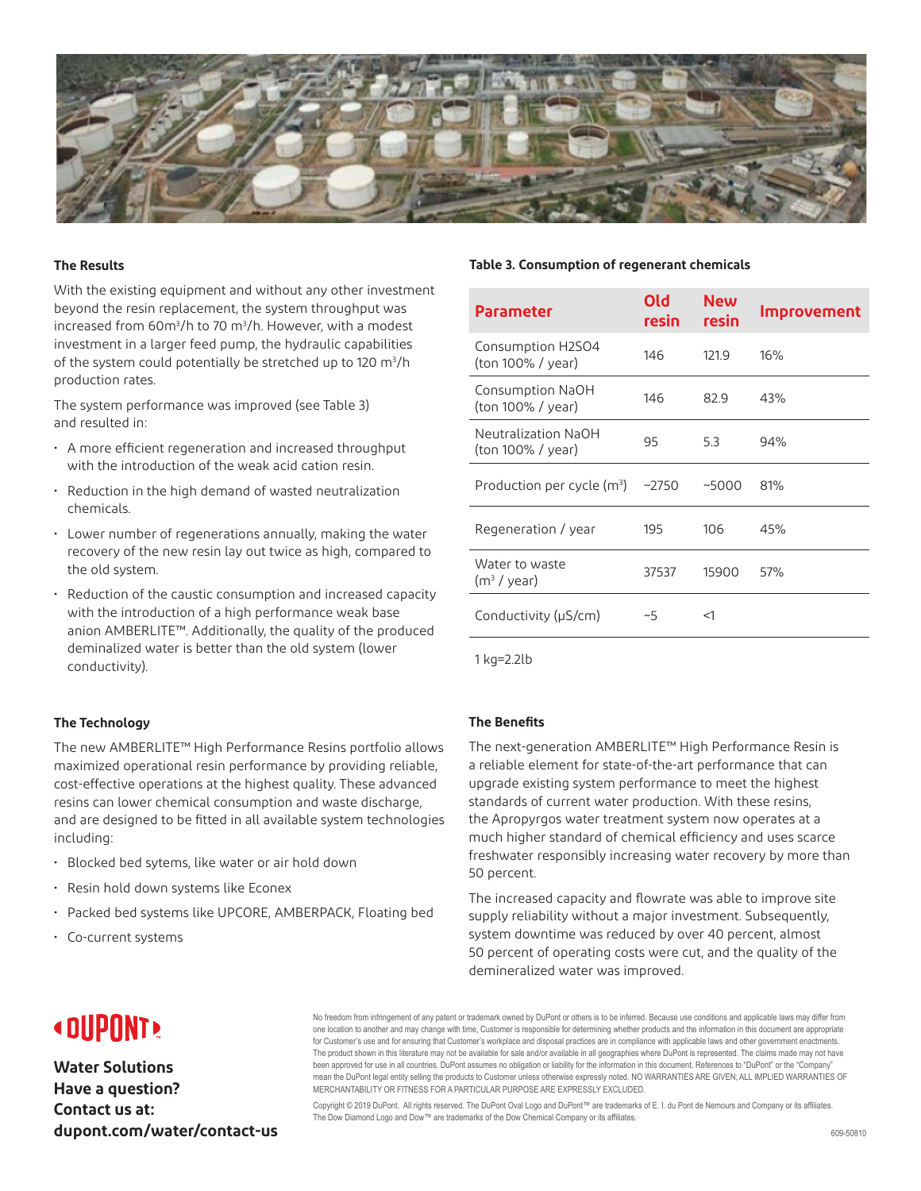### The Results

With the existing equipment and without any other investment beyond the resin replacement, the system throughput was increased from 60m³/h to 70 m³/h. However, with a modest investment in a larger feed pump, the hydraulic capabilities of the system could potentially be stretched up to 120 m³/h production rates.

The system performance was improved (see Table 3) and resulted in:

- A more efficient regeneration and increased throughput with the introduction of the weak acid cation resin.
- Reduction in the high demand of wasted neutralization chemicals.
- Lower number of regenerations annually, making the water recovery of the new resin lay out twice as high, compared to the old system.
- Reduction of the caustic consumption and increased capacity with the introduction of a high performance weak base anion AMBERLITE™. Additionally, the quality of the produced deminalized water is better than the old system (lower conductivity).

**Table 3. Consumption of regenerant chemicals**

| Parameter | Old resin | New resin | Improvement |
|---|---|---|---|
| Consumption H2SO4 (ton 100% / year) | 146 | 121.9 | 16% |
| Consumption NaOH (ton 100% / year) | 146 | 82.9 | 43% |
| Neutralization NaOH (ton 100% / year) | 95 | 5.3 | 94% |
| Production per cycle (m³) | ~2750 | ~5000 | 81% |
| Regeneration / year | 195 | 106 | 45% |
| Water to waste (m³ / year) | 37537 | 15900 | 57% |
| Conductivity (µS/cm) | ~5 | <1 | |

1 kg=2.2lb

### The Technology

The new AMBERLITE™ High Performance Resins portfolio allows maximized operational resin performance by providing reliable, cost-effective operations at the highest quality. These advanced resins can lower chemical consumption and waste discharge, and are designed to be fitted in all available system technologies including:

- Blocked bed sytems, like water or air hold down
- Resin hold down systems like Econex
- Packed bed systems like UPCORE, AMBERPACK, Floating bed
- Co-current systems

### The Benefits

The next-generation AMBERLITE™ High Performance Resin is a reliable element for state-of-the-art performance that can upgrade existing system performance to meet the highest standards of current water production. With these resins, the Apropyrgos water treatment system now operates at a much higher standard of chemical efficiency and uses scarce freshwater responsibly increasing water recovery by more than 50 percent.

The increased capacity and flowrate was able to improve site supply reliability without a major investment. Subsequently, system downtime was reduced by over 40 percent, almost 50 percent of operating costs were cut, and the quality of the demineralized water was improved.

**DUPONT**

**Water Solutions**
**Have a question?**
**Contact us at:**
**dupont.com/water/contact-us**

No freedom from infringement of any patent or trademark owned by DuPont or others is to be inferred. Because use conditions and applicable laws may differ from one location to another and may change with time, Customer is responsible for determining whether products and the information in this document are appropriate for Customer's use and for ensuring that Customer's workplace and disposal practices are in compliance with applicable laws and other government enactments. The product shown in this literature may not be available for sale and/or available in all geographies where DuPont is represented. The claims made may not have been approved for use in all countries. DuPont assumes no obligation or liability for the information in this document. References to "DuPont" or the "Company" mean the DuPont legal entity selling the products to Customer unless otherwise expressly noted. NO WARRANTIES ARE GIVEN; ALL IMPLIED WARRANTIES OF MERCHANTABILITY OR FITNESS FOR A PARTICULAR PURPOSE ARE EXPRESSLY EXCLUDED.

Copyright © 2019 DuPont. All rights reserved. The DuPont Oval Logo and DuPont™ are trademarks of E. I. du Pont de Nemours and Company or its affiliates. The Dow Diamond Logo and Dow™ are trademarks of the Dow Chemical Company or its affiliates.

609-50810